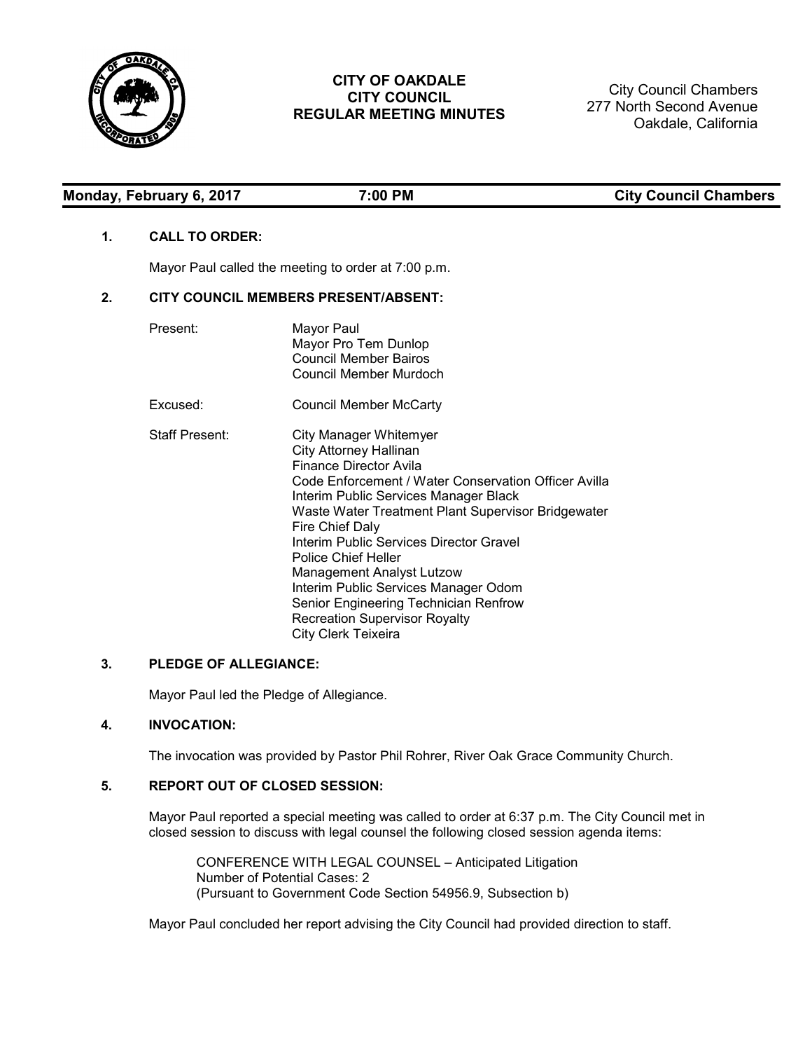# CITY OF OAKDALE
# CITY COUNCIL
# REGULAR MEETING MINUTES

City Council Chambers
277 North Second Avenue
Oakdale, California

**Monday, February 6, 2017** **7:00 PM** **City Council Chambers**

## 1. CALL TO ORDER:

Mayor Paul called the meeting to order at 7:00 p.m.

## 2. CITY COUNCIL MEMBERS PRESENT/ABSENT:

Present:
- Mayor Paul
- Mayor Pro Tem Dunlop
- Council Member Bairos
- Council Member Murdoch

Excused:
- Council Member McCarty

Staff Present:
- City Manager Whitemyer
- City Attorney Hallinan
- Finance Director Avila
- Code Enforcement / Water Conservation Officer Avilla
- Interim Public Services Manager Black
- Waste Water Treatment Plant Supervisor Bridgewater
- Fire Chief Daly
- Interim Public Services Director Gravel
- Police Chief Heller
- Management Analyst Lutzow
- Interim Public Services Manager Odom
- Senior Engineering Technician Renfrow
- Recreation Supervisor Royalty
- City Clerk Teixeira

## 3. PLEDGE OF ALLEGIANCE:

Mayor Paul led the Pledge of Allegiance.

## 4. INVOCATION:

The invocation was provided by Pastor Phil Rohrer, River Oak Grace Community Church.

## 5. REPORT OUT OF CLOSED SESSION:

Mayor Paul reported a special meeting was called to order at 6:37 p.m. The City Council met in closed session to discuss with legal counsel the following closed session agenda items:

CONFERENCE WITH LEGAL COUNSEL – Anticipated Litigation
Number of Potential Cases: 2
(Pursuant to Government Code Section 54956.9, Subsection b)

Mayor Paul concluded her report advising the City Council had provided direction to staff.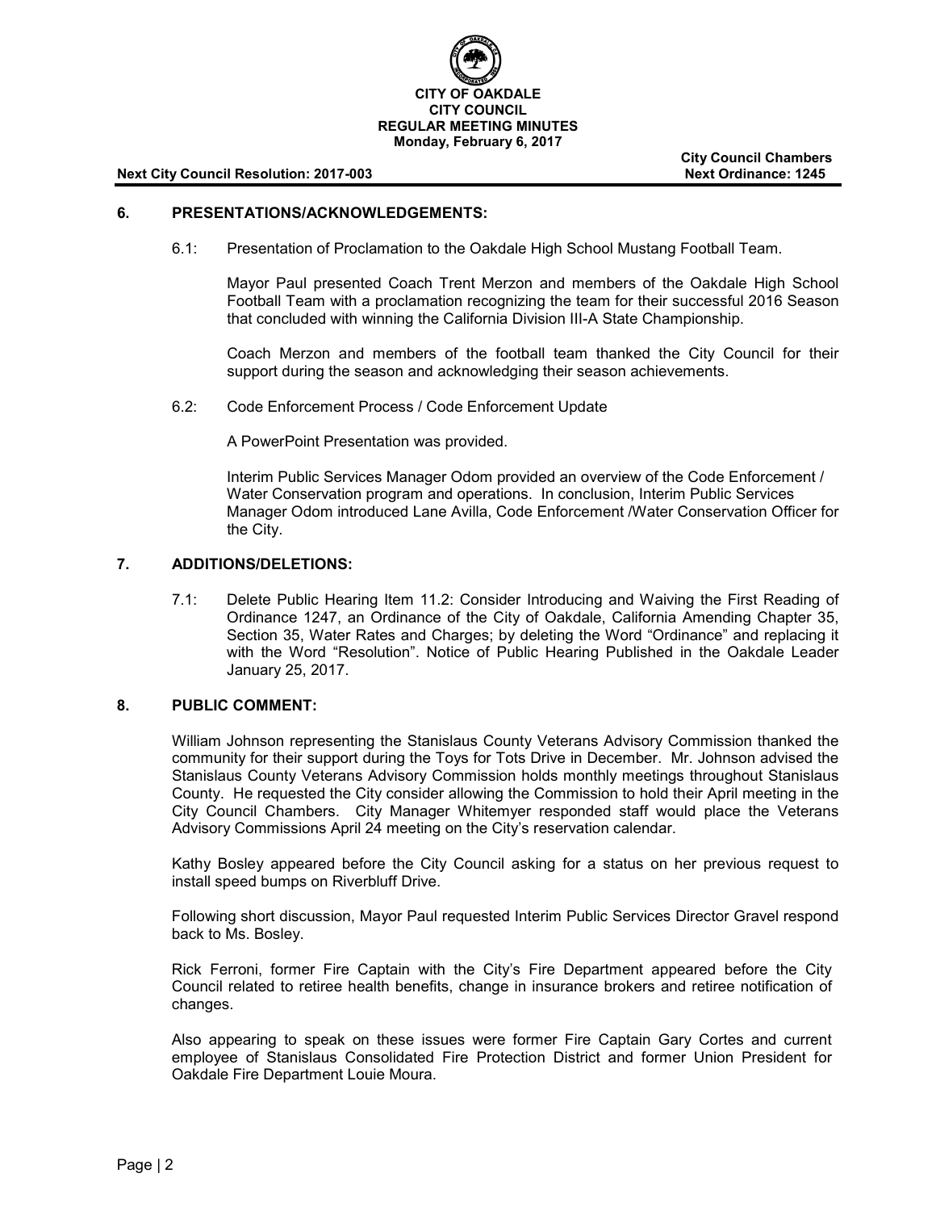**CITY OF OAKDALE**
**CITY COUNCIL**
**REGULAR MEETING MINUTES**
**Monday, February 6, 2017**

**City Council Chambers**

**Next City Council Resolution: 2017-003** | **Next Ordinance: 1245**

## 6. PRESENTATIONS/ACKNOWLEDGEMENTS:

6.1: Presentation of Proclamation to the Oakdale High School Mustang Football Team.

Mayor Paul presented Coach Trent Merzon and members of the Oakdale High School Football Team with a proclamation recognizing the team for their successful 2016 Season that concluded with winning the California Division III-A State Championship.

Coach Merzon and members of the football team thanked the City Council for their support during the season and acknowledging their season achievements.

6.2: Code Enforcement Process / Code Enforcement Update

A PowerPoint Presentation was provided.

Interim Public Services Manager Odom provided an overview of the Code Enforcement / Water Conservation program and operations. In conclusion, Interim Public Services Manager Odom introduced Lane Avilla, Code Enforcement /Water Conservation Officer for the City.

## 7. ADDITIONS/DELETIONS:

7.1: Delete Public Hearing Item 11.2: Consider Introducing and Waiving the First Reading of Ordinance 1247, an Ordinance of the City of Oakdale, California Amending Chapter 35, Section 35, Water Rates and Charges; by deleting the Word "Ordinance" and replacing it with the Word "Resolution". Notice of Public Hearing Published in the Oakdale Leader January 25, 2017.

## 8. PUBLIC COMMENT:

William Johnson representing the Stanislaus County Veterans Advisory Commission thanked the community for their support during the Toys for Tots Drive in December. Mr. Johnson advised the Stanislaus County Veterans Advisory Commission holds monthly meetings throughout Stanislaus County. He requested the City consider allowing the Commission to hold their April meeting in the City Council Chambers. City Manager Whitemyer responded staff would place the Veterans Advisory Commissions April 24 meeting on the City's reservation calendar.

Kathy Bosley appeared before the City Council asking for a status on her previous request to install speed bumps on Riverbluff Drive.

Following short discussion, Mayor Paul requested Interim Public Services Director Gravel respond back to Ms. Bosley.

Rick Ferroni, former Fire Captain with the City's Fire Department appeared before the City Council related to retiree health benefits, change in insurance brokers and retiree notification of changes.

Also appearing to speak on these issues were former Fire Captain Gary Cortes and current employee of Stanislaus Consolidated Fire Protection District and former Union President for Oakdale Fire Department Louie Moura.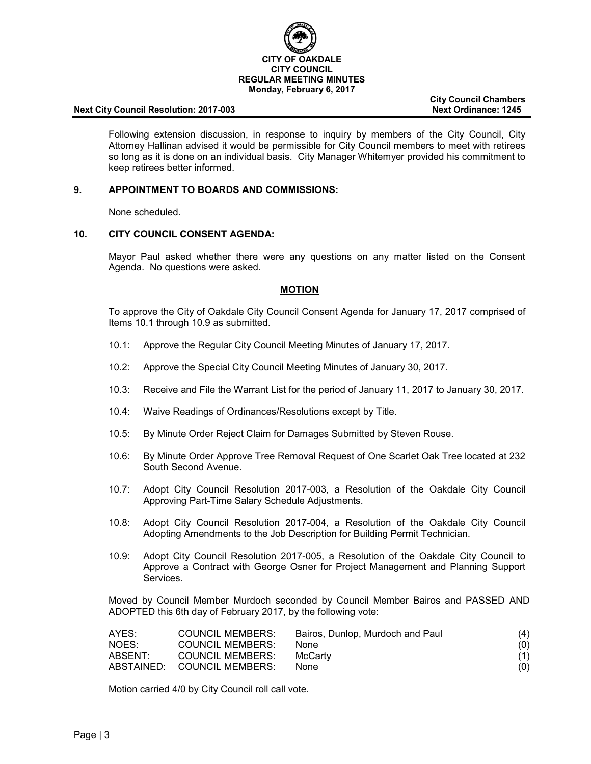Following extension discussion, in response to inquiry by members of the City Council, City Attorney Hallinan advised it would be permissible for City Council members to meet with retirees so long as it is done on an individual basis. City Manager Whitemyer provided his commitment to keep retirees better informed.

## 9. APPOINTMENT TO BOARDS AND COMMISSIONS:

None scheduled.

## 10. CITY COUNCIL CONSENT AGENDA:

Mayor Paul asked whether there were any questions on any matter listed on the Consent Agenda. No questions were asked.

**MOTION**

To approve the City of Oakdale City Council Consent Agenda for January 17, 2017 comprised of Items 10.1 through 10.9 as submitted.

10.1: Approve the Regular City Council Meeting Minutes of January 17, 2017.

10.2: Approve the Special City Council Meeting Minutes of January 30, 2017.

10.3: Receive and File the Warrant List for the period of January 11, 2017 to January 30, 2017.

10.4: Waive Readings of Ordinances/Resolutions except by Title.

10.5: By Minute Order Reject Claim for Damages Submitted by Steven Rouse.

10.6: By Minute Order Approve Tree Removal Request of One Scarlet Oak Tree located at 232 South Second Avenue.

10.7: Adopt City Council Resolution 2017-003, a Resolution of the Oakdale City Council Approving Part-Time Salary Schedule Adjustments.

10.8: Adopt City Council Resolution 2017-004, a Resolution of the Oakdale City Council Adopting Amendments to the Job Description for Building Permit Technician.

10.9: Adopt City Council Resolution 2017-005, a Resolution of the Oakdale City Council to Approve a Contract with George Osner for Project Management and Planning Support Services.

Moved by Council Member Murdoch seconded by Council Member Bairos and PASSED AND ADOPTED this 6th day of February 2017, by the following vote:

| | | | |
|---|---|---|---|
| AYES: | COUNCIL MEMBERS: | Bairos, Dunlop, Murdoch and Paul | (4) |
| NOES: | COUNCIL MEMBERS: | None | (0) |
| ABSENT: | COUNCIL MEMBERS: | McCarty | (1) |
| ABSTAINED: | COUNCIL MEMBERS: | None | (0) |

Motion carried 4/0 by City Council roll call vote.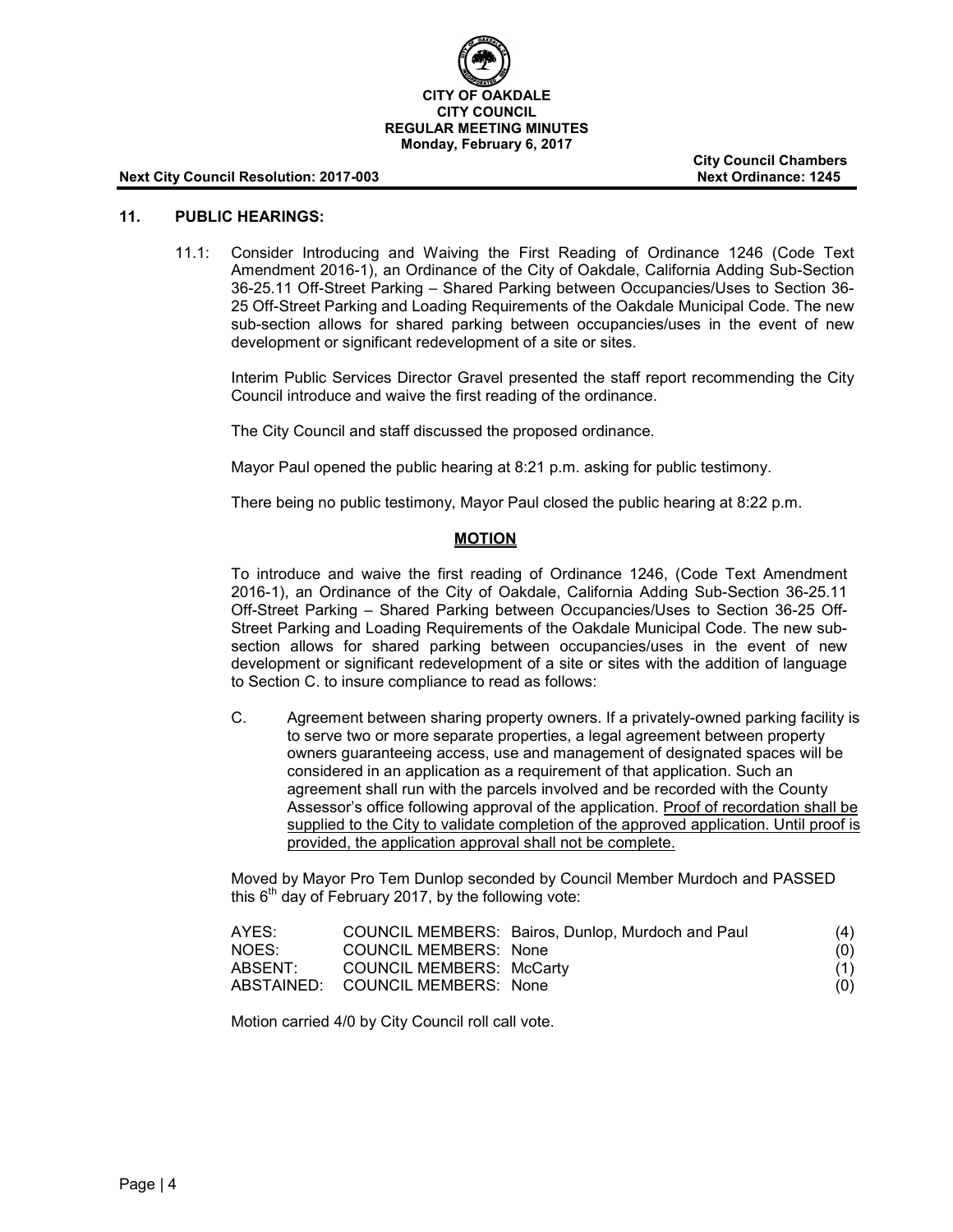**CITY OF OAKDALE**
**CITY COUNCIL**
**REGULAR MEETING MINUTES**
**Monday, February 6, 2017**

**City Council Chambers**

**Next City Council Resolution: 2017-003** **Next Ordinance: 1245**

## 11. PUBLIC HEARINGS:

11.1: Consider Introducing and Waiving the First Reading of Ordinance 1246 (Code Text Amendment 2016-1), an Ordinance of the City of Oakdale, California Adding Sub-Section 36-25.11 Off-Street Parking – Shared Parking between Occupancies/Uses to Section 36-25 Off-Street Parking and Loading Requirements of the Oakdale Municipal Code. The new sub-section allows for shared parking between occupancies/uses in the event of new development or significant redevelopment of a site or sites.

Interim Public Services Director Gravel presented the staff report recommending the City Council introduce and waive the first reading of the ordinance.

The City Council and staff discussed the proposed ordinance.

Mayor Paul opened the public hearing at 8:21 p.m. asking for public testimony.

There being no public testimony, Mayor Paul closed the public hearing at 8:22 p.m.

**MOTION**

To introduce and waive the first reading of Ordinance 1246, (Code Text Amendment 2016-1), an Ordinance of the City of Oakdale, California Adding Sub-Section 36-25.11 Off-Street Parking – Shared Parking between Occupancies/Uses to Section 36-25 Off-Street Parking and Loading Requirements of the Oakdale Municipal Code. The new sub-section allows for shared parking between occupancies/uses in the event of new development or significant redevelopment of a site or sites with the addition of language to Section C. to insure compliance to read as follows:

C. Agreement between sharing property owners. If a privately-owned parking facility is to serve two or more separate properties, a legal agreement between property owners guaranteeing access, use and management of designated spaces will be considered in an application as a requirement of that application. Such an agreement shall run with the parcels involved and be recorded with the County Assessor's office following approval of the application. <u>Proof of recordation shall be supplied to the City to validate completion of the approved application. Until proof is provided, the application approval shall not be complete.</u>

Moved by Mayor Pro Tem Dunlop seconded by Council Member Murdoch and PASSED this 6th day of February 2017, by the following vote:

| | | | |
|---|---|---|---|
| AYES: | COUNCIL MEMBERS: | Bairos, Dunlop, Murdoch and Paul | (4) |
| NOES: | COUNCIL MEMBERS: | None | (0) |
| ABSENT: | COUNCIL MEMBERS: | McCarty | (1) |
| ABSTAINED: | COUNCIL MEMBERS: | None | (0) |

Motion carried 4/0 by City Council roll call vote.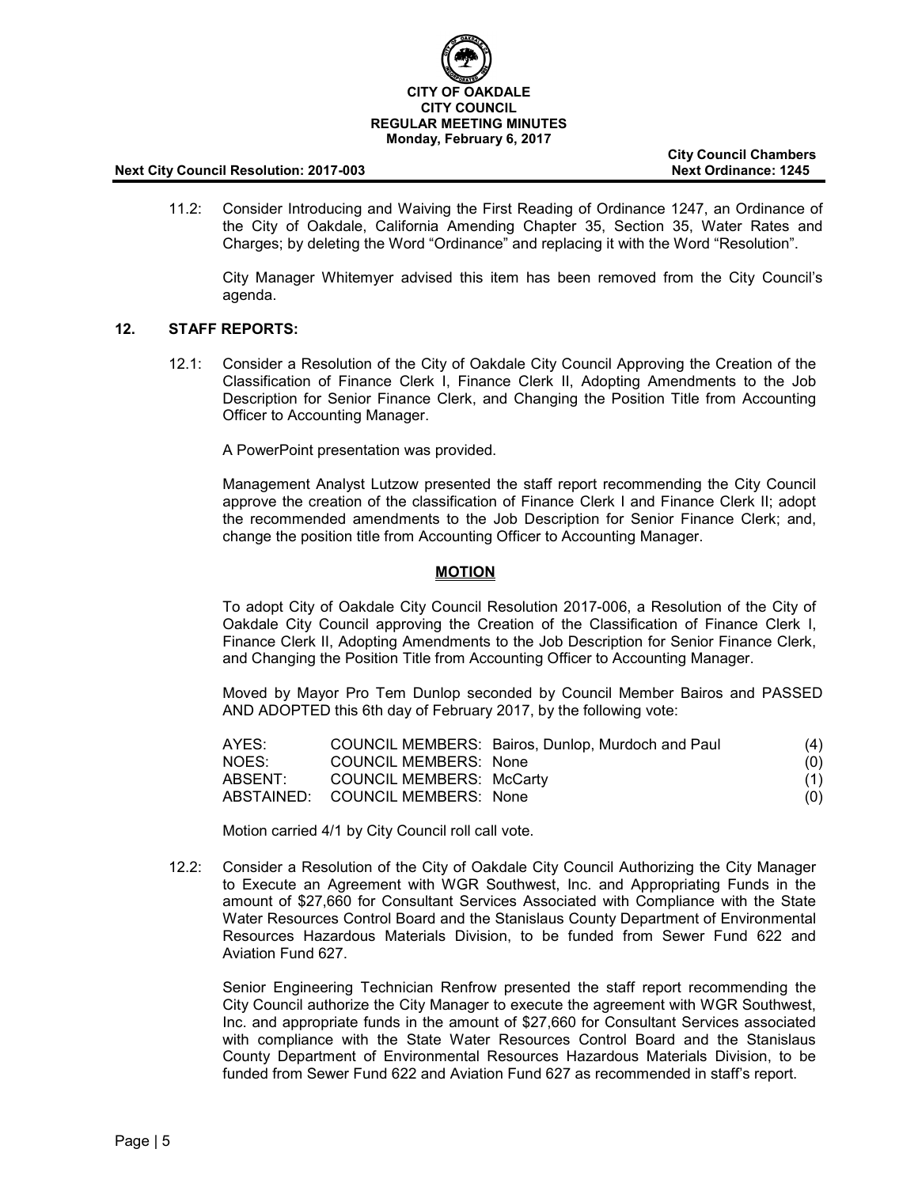11.2: Consider Introducing and Waiving the First Reading of Ordinance 1247, an Ordinance of the City of Oakdale, California Amending Chapter 35, Section 35, Water Rates and Charges; by deleting the Word "Ordinance" and replacing it with the Word "Resolution".

City Manager Whitemyer advised this item has been removed from the City Council's agenda.

## 12. STAFF REPORTS:

12.1: Consider a Resolution of the City of Oakdale City Council Approving the Creation of the Classification of Finance Clerk I, Finance Clerk II, Adopting Amendments to the Job Description for Senior Finance Clerk, and Changing the Position Title from Accounting Officer to Accounting Manager.

A PowerPoint presentation was provided.

Management Analyst Lutzow presented the staff report recommending the City Council approve the creation of the classification of Finance Clerk I and Finance Clerk II; adopt the recommended amendments to the Job Description for Senior Finance Clerk; and, change the position title from Accounting Officer to Accounting Manager.

**MOTION**

To adopt City of Oakdale City Council Resolution 2017-006, a Resolution of the City of Oakdale City Council approving the Creation of the Classification of Finance Clerk I, Finance Clerk II, Adopting Amendments to the Job Description for Senior Finance Clerk, and Changing the Position Title from Accounting Officer to Accounting Manager.

Moved by Mayor Pro Tem Dunlop seconded by Council Member Bairos and PASSED AND ADOPTED this 6th day of February 2017, by the following vote:

| | | | |
|---|---|---|---|
| AYES: | COUNCIL MEMBERS: | Bairos, Dunlop, Murdoch and Paul | (4) |
| NOES: | COUNCIL MEMBERS: | None | (0) |
| ABSENT: | COUNCIL MEMBERS: | McCarty | (1) |
| ABSTAINED: | COUNCIL MEMBERS: | None | (0) |

Motion carried 4/1 by City Council roll call vote.

12.2: Consider a Resolution of the City of Oakdale City Council Authorizing the City Manager to Execute an Agreement with WGR Southwest, Inc. and Appropriating Funds in the amount of $27,660 for Consultant Services Associated with Compliance with the State Water Resources Control Board and the Stanislaus County Department of Environmental Resources Hazardous Materials Division, to be funded from Sewer Fund 622 and Aviation Fund 627.

Senior Engineering Technician Renfrow presented the staff report recommending the City Council authorize the City Manager to execute the agreement with WGR Southwest, Inc. and appropriate funds in the amount of $27,660 for Consultant Services associated with compliance with the State Water Resources Control Board and the Stanislaus County Department of Environmental Resources Hazardous Materials Division, to be funded from Sewer Fund 622 and Aviation Fund 627 as recommended in staff's report.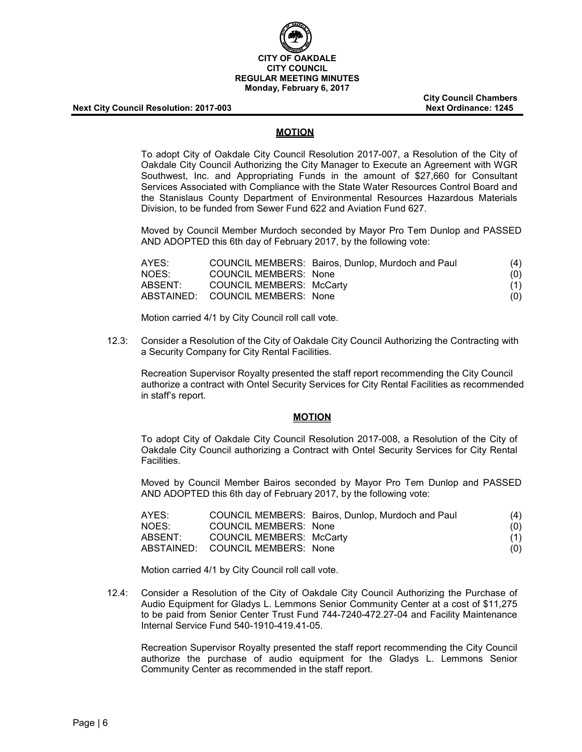**MOTION**

To adopt City of Oakdale City Council Resolution 2017-007, a Resolution of the City of Oakdale City Council Authorizing the City Manager to Execute an Agreement with WGR Southwest, Inc. and Appropriating Funds in the amount of $27,660 for Consultant Services Associated with Compliance with the State Water Resources Control Board and the Stanislaus County Department of Environmental Resources Hazardous Materials Division, to be funded from Sewer Fund 622 and Aviation Fund 627.

Moved by Council Member Murdoch seconded by Mayor Pro Tem Dunlop and PASSED AND ADOPTED this 6th day of February 2017, by the following vote:

| | | | |
|---|---|---|---|
| AYES: | COUNCIL MEMBERS: | Bairos, Dunlop, Murdoch and Paul | (4) |
| NOES: | COUNCIL MEMBERS: | None | (0) |
| ABSENT: | COUNCIL MEMBERS: | McCarty | (1) |
| ABSTAINED: | COUNCIL MEMBERS: | None | (0) |

Motion carried 4/1 by City Council roll call vote.

12.3: Consider a Resolution of the City of Oakdale City Council Authorizing the Contracting with a Security Company for City Rental Facilities.

Recreation Supervisor Royalty presented the staff report recommending the City Council authorize a contract with Ontel Security Services for City Rental Facilities as recommended in staff's report.

**MOTION**

To adopt City of Oakdale City Council Resolution 2017-008, a Resolution of the City of Oakdale City Council authorizing a Contract with Ontel Security Services for City Rental Facilities.

Moved by Council Member Bairos seconded by Mayor Pro Tem Dunlop and PASSED AND ADOPTED this 6th day of February 2017, by the following vote:

| | | | |
|---|---|---|---|
| AYES: | COUNCIL MEMBERS: | Bairos, Dunlop, Murdoch and Paul | (4) |
| NOES: | COUNCIL MEMBERS: | None | (0) |
| ABSENT: | COUNCIL MEMBERS: | McCarty | (1) |
| ABSTAINED: | COUNCIL MEMBERS: | None | (0) |

Motion carried 4/1 by City Council roll call vote.

12.4: Consider a Resolution of the City of Oakdale City Council Authorizing the Purchase of Audio Equipment for Gladys L. Lemmons Senior Community Center at a cost of $11,275 to be paid from Senior Center Trust Fund 744-7240-472.27-04 and Facility Maintenance Internal Service Fund 540-1910-419.41-05.

Recreation Supervisor Royalty presented the staff report recommending the City Council authorize the purchase of audio equipment for the Gladys L. Lemmons Senior Community Center as recommended in the staff report.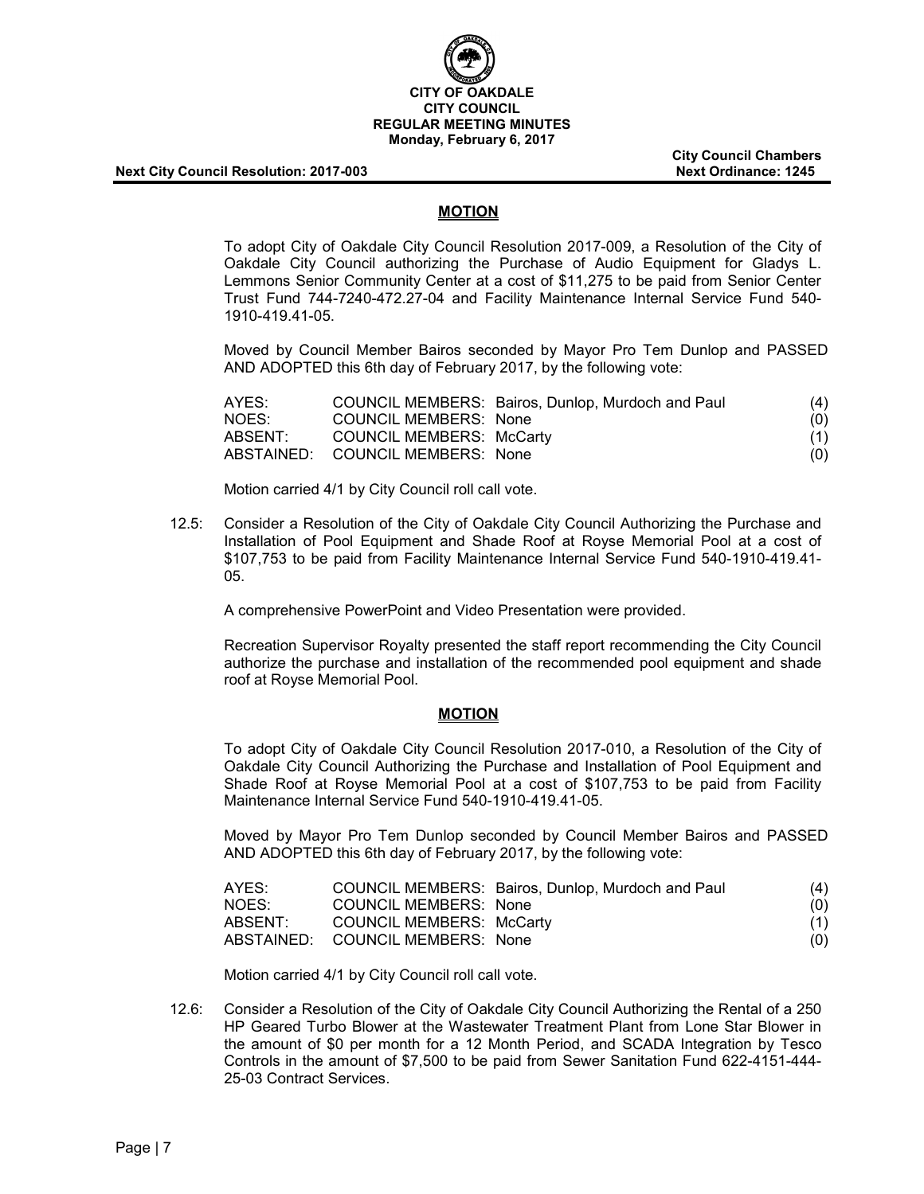**MOTION**

To adopt City of Oakdale City Council Resolution 2017-009, a Resolution of the City of Oakdale City Council authorizing the Purchase of Audio Equipment for Gladys L. Lemmons Senior Community Center at a cost of $11,275 to be paid from Senior Center Trust Fund 744-7240-472.27-04 and Facility Maintenance Internal Service Fund 540-1910-419.41-05.

Moved by Council Member Bairos seconded by Mayor Pro Tem Dunlop and PASSED AND ADOPTED this 6th day of February 2017, by the following vote:

| | | | |
|---|---|---|---|
| AYES: | COUNCIL MEMBERS: | Bairos, Dunlop, Murdoch and Paul | (4) |
| NOES: | COUNCIL MEMBERS: | None | (0) |
| ABSENT: | COUNCIL MEMBERS: | McCarty | (1) |
| ABSTAINED: | COUNCIL MEMBERS: | None | (0) |

Motion carried 4/1 by City Council roll call vote.

12.5: Consider a Resolution of the City of Oakdale City Council Authorizing the Purchase and Installation of Pool Equipment and Shade Roof at Royse Memorial Pool at a cost of $107,753 to be paid from Facility Maintenance Internal Service Fund 540-1910-419.41-05.

A comprehensive PowerPoint and Video Presentation were provided.

Recreation Supervisor Royalty presented the staff report recommending the City Council authorize the purchase and installation of the recommended pool equipment and shade roof at Royse Memorial Pool.

**MOTION**

To adopt City of Oakdale City Council Resolution 2017-010, a Resolution of the City of Oakdale City Council Authorizing the Purchase and Installation of Pool Equipment and Shade Roof at Royse Memorial Pool at a cost of $107,753 to be paid from Facility Maintenance Internal Service Fund 540-1910-419.41-05.

Moved by Mayor Pro Tem Dunlop seconded by Council Member Bairos and PASSED AND ADOPTED this 6th day of February 2017, by the following vote:

| | | | |
|---|---|---|---|
| AYES: | COUNCIL MEMBERS: | Bairos, Dunlop, Murdoch and Paul | (4) |
| NOES: | COUNCIL MEMBERS: | None | (0) |
| ABSENT: | COUNCIL MEMBERS: | McCarty | (1) |
| ABSTAINED: | COUNCIL MEMBERS: | None | (0) |

Motion carried 4/1 by City Council roll call vote.

12.6: Consider a Resolution of the City of Oakdale City Council Authorizing the Rental of a 250 HP Geared Turbo Blower at the Wastewater Treatment Plant from Lone Star Blower in the amount of $0 per month for a 12 Month Period, and SCADA Integration by Tesco Controls in the amount of $7,500 to be paid from Sewer Sanitation Fund 622-4151-444-25-03 Contract Services.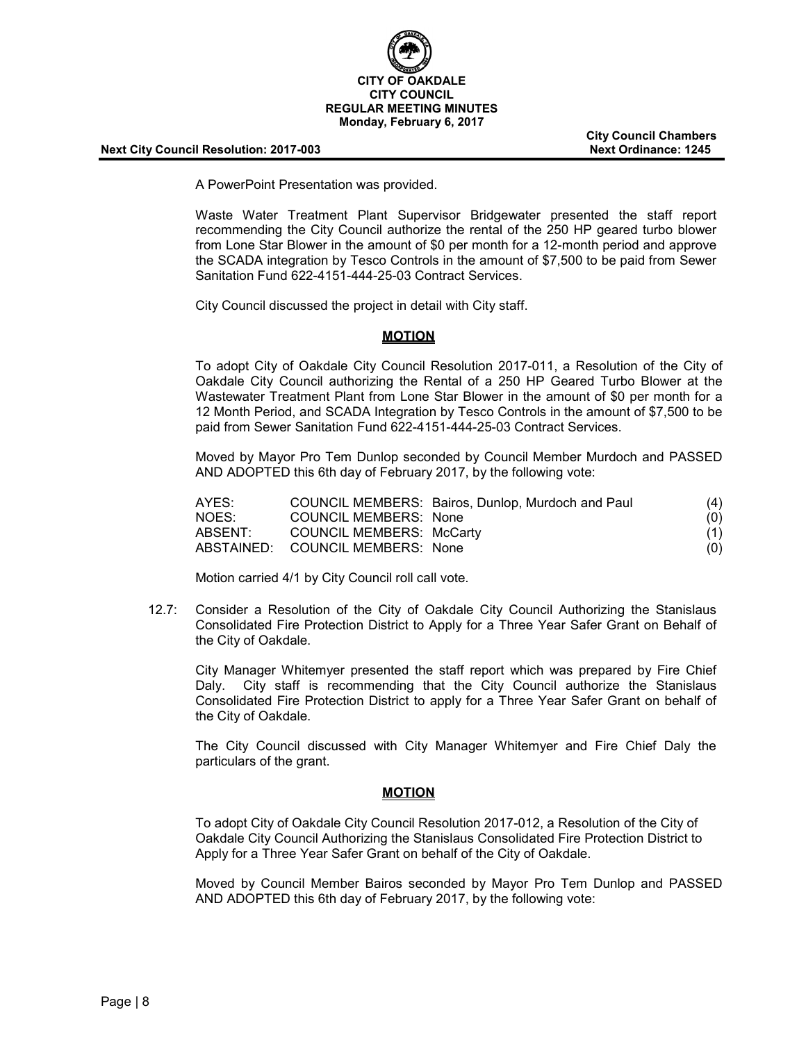A PowerPoint Presentation was provided.

Waste Water Treatment Plant Supervisor Bridgewater presented the staff report recommending the City Council authorize the rental of the 250 HP geared turbo blower from Lone Star Blower in the amount of $0 per month for a 12-month period and approve the SCADA integration by Tesco Controls in the amount of $7,500 to be paid from Sewer Sanitation Fund 622-4151-444-25-03 Contract Services.

City Council discussed the project in detail with City staff.

**MOTION**

To adopt City of Oakdale City Council Resolution 2017-011, a Resolution of the City of Oakdale City Council authorizing the Rental of a 250 HP Geared Turbo Blower at the Wastewater Treatment Plant from Lone Star Blower in the amount of $0 per month for a 12 Month Period, and SCADA Integration by Tesco Controls in the amount of $7,500 to be paid from Sewer Sanitation Fund 622-4151-444-25-03 Contract Services.

Moved by Mayor Pro Tem Dunlop seconded by Council Member Murdoch and PASSED AND ADOPTED this 6th day of February 2017, by the following vote:

| | | |
|---|---|---|
| AYES: | COUNCIL MEMBERS: Bairos, Dunlop, Murdoch and Paul | (4) |
| NOES: | COUNCIL MEMBERS: None | (0) |
| ABSENT: | COUNCIL MEMBERS: McCarty | (1) |
| ABSTAINED: | COUNCIL MEMBERS: None | (0) |

Motion carried 4/1 by City Council roll call vote.

12.7: Consider a Resolution of the City of Oakdale City Council Authorizing the Stanislaus Consolidated Fire Protection District to Apply for a Three Year Safer Grant on Behalf of the City of Oakdale.

City Manager Whitemyer presented the staff report which was prepared by Fire Chief Daly. City staff is recommending that the City Council authorize the Stanislaus Consolidated Fire Protection District to apply for a Three Year Safer Grant on behalf of the City of Oakdale.

The City Council discussed with City Manager Whitemyer and Fire Chief Daly the particulars of the grant.

**MOTION**

To adopt City of Oakdale City Council Resolution 2017-012, a Resolution of the City of Oakdale City Council Authorizing the Stanislaus Consolidated Fire Protection District to Apply for a Three Year Safer Grant on behalf of the City of Oakdale.

Moved by Council Member Bairos seconded by Mayor Pro Tem Dunlop and PASSED AND ADOPTED this 6th day of February 2017, by the following vote: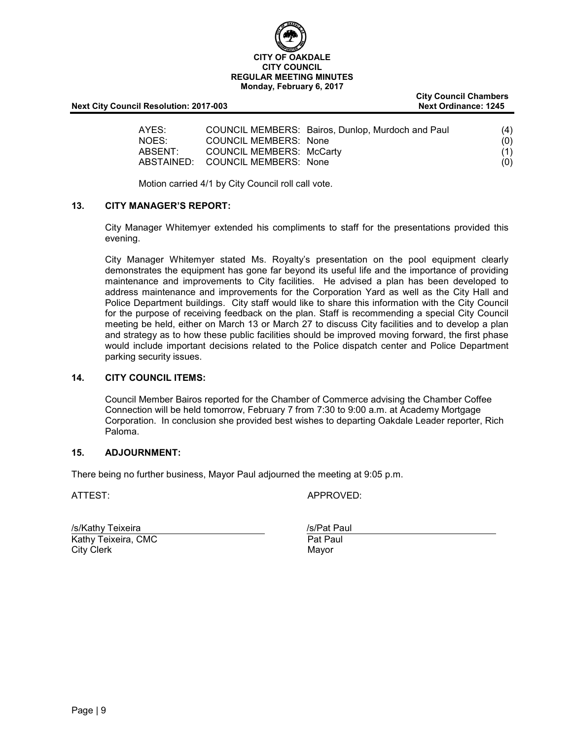| | | | |
|---|---|---|---|
| AYES: | COUNCIL MEMBERS: | Bairos, Dunlop, Murdoch and Paul | (4) |
| NOES: | COUNCIL MEMBERS: | None | (0) |
| ABSENT: | COUNCIL MEMBERS: | McCarty | (1) |
| ABSTAINED: | COUNCIL MEMBERS: | None | (0) |

Motion carried 4/1 by City Council roll call vote.

## 13. CITY MANAGER'S REPORT:

City Manager Whitemyer extended his compliments to staff for the presentations provided this evening.

City Manager Whitemyer stated Ms. Royalty's presentation on the pool equipment clearly demonstrates the equipment has gone far beyond its useful life and the importance of providing maintenance and improvements to City facilities. He advised a plan has been developed to address maintenance and improvements for the Corporation Yard as well as the City Hall and Police Department buildings. City staff would like to share this information with the City Council for the purpose of receiving feedback on the plan. Staff is recommending a special City Council meeting be held, either on March 13 or March 27 to discuss City facilities and to develop a plan and strategy as to how these public facilities should be improved moving forward, the first phase would include important decisions related to the Police dispatch center and Police Department parking security issues.

## 14. CITY COUNCIL ITEMS:

Council Member Bairos reported for the Chamber of Commerce advising the Chamber Coffee Connection will be held tomorrow, February 7 from 7:30 to 9:00 a.m. at Academy Mortgage Corporation. In conclusion she provided best wishes to departing Oakdale Leader reporter, Rich Paloma.

## 15. ADJOURNMENT:

There being no further business, Mayor Paul adjourned the meeting at 9:05 p.m.

ATTEST:

/s/Kathy Teixeira
Kathy Teixeira, CMC
City Clerk

APPROVED:

/s/Pat Paul
Pat Paul
Mayor